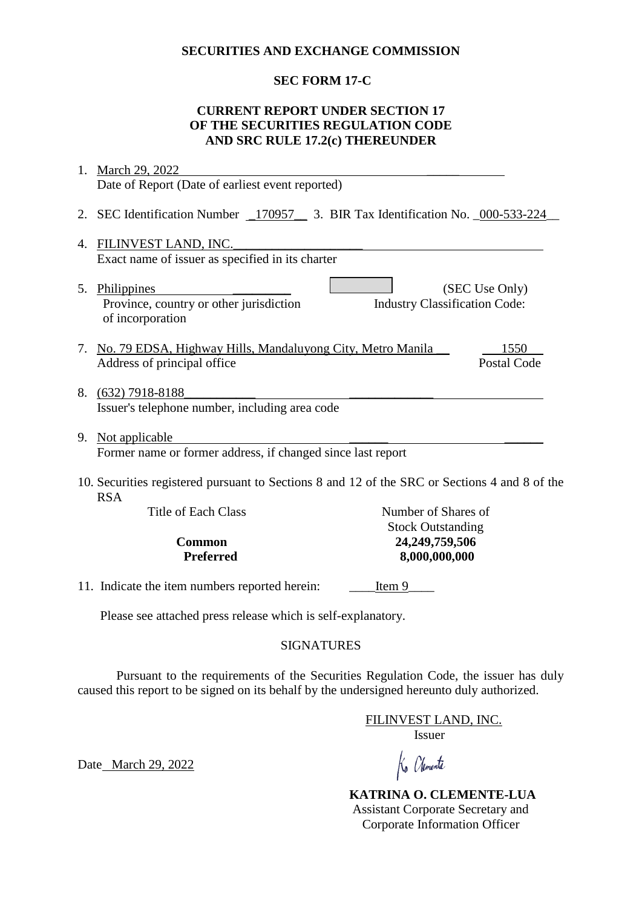**SECURITIES AND EXCHANGE COMMISSION**

**SEC FORM 17-C**

**CURRENT REPORT UNDER SECTION 17 OF THE SECURITIES REGULATION CODE AND SRC RULE 17.2(c) THEREUNDER**

1. March 29, 2022
   Date of Report (Date of earliest event reported)

2. SEC Identification Number 170957 3. BIR Tax Identification No. 000-533-224

4. FILINVEST LAND, INC.
   Exact name of issuer as specified in its charter

5. Philippines
   Province, country or other jurisdiction of incorporation

6. (SEC Use Only)
   Industry Classification Code:

7. No. 79 EDSA, Highway Hills, Mandaluyong City, Metro Manila — 1550
   Address of principal office — Postal Code

8. (632) 7918-8188
   Issuer's telephone number, including area code

9. Not applicable
   Former name or former address, if changed since last report

10. Securities registered pursuant to Sections 8 and 12 of the SRC or Sections 4 and 8 of the RSA

| Title of Each Class | Number of Shares of Stock Outstanding |
|---|---|
| **Common** | **24,249,759,506** |
| **Preferred** | **8,000,000,000** |

11. Indicate the item numbers reported herein: Item 9

Please see attached press release which is self-explanatory.

SIGNATURES

Pursuant to the requirements of the Securities Regulation Code, the issuer has duly caused this report to be signed on its behalf by the undersigned hereunto duly authorized.

FILINVEST LAND, INC.
Issuer

Date March 29, 2022

**KATRINA O. CLEMENTE-LUA**
Assistant Corporate Secretary and
Corporate Information Officer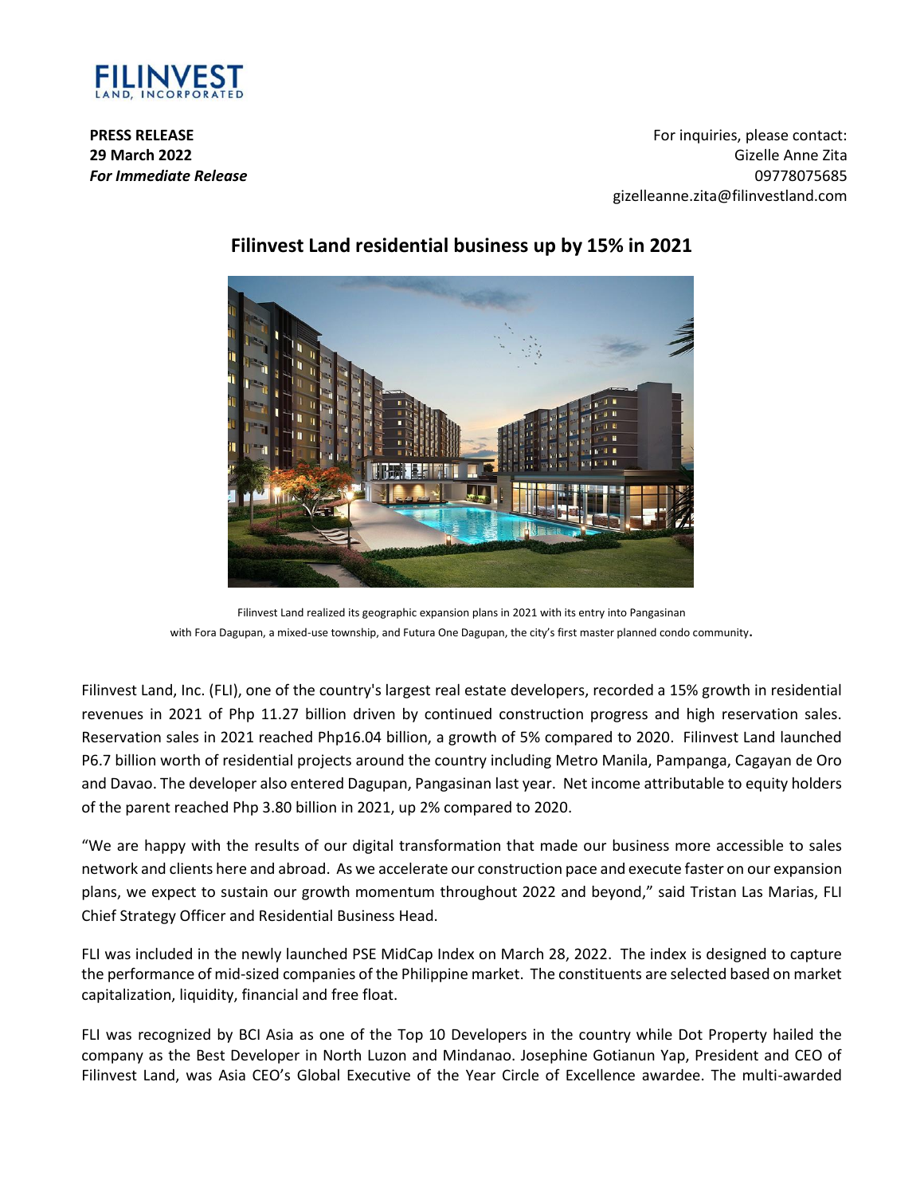**PRESS RELEASE**
**29 March 2022**
***For Immediate Release***

For inquiries, please contact:
Gizelle Anne Zita
09778075685
gizelleanne.zita@filinvestland.com

## Filinvest Land residential business up by 15% in 2021

Filinvest Land realized its geographic expansion plans in 2021 with its entry into Pangasinan with Fora Dagupan, a mixed-use township, and Futura One Dagupan, the city's first master planned condo community.

Filinvest Land, Inc. (FLI), one of the country's largest real estate developers, recorded a 15% growth in residential revenues in 2021 of Php 11.27 billion driven by continued construction progress and high reservation sales. Reservation sales in 2021 reached Php16.04 billion, a growth of 5% compared to 2020. Filinvest Land launched P6.7 billion worth of residential projects around the country including Metro Manila, Pampanga, Cagayan de Oro and Davao. The developer also entered Dagupan, Pangasinan last year. Net income attributable to equity holders of the parent reached Php 3.80 billion in 2021, up 2% compared to 2020.

"We are happy with the results of our digital transformation that made our business more accessible to sales network and clients here and abroad. As we accelerate our construction pace and execute faster on our expansion plans, we expect to sustain our growth momentum throughout 2022 and beyond," said Tristan Las Marias, FLI Chief Strategy Officer and Residential Business Head.

FLI was included in the newly launched PSE MidCap Index on March 28, 2022. The index is designed to capture the performance of mid-sized companies of the Philippine market. The constituents are selected based on market capitalization, liquidity, financial and free float.

FLI was recognized by BCI Asia as one of the Top 10 Developers in the country while Dot Property hailed the company as the Best Developer in North Luzon and Mindanao. Josephine Gotianun Yap, President and CEO of Filinvest Land, was Asia CEO's Global Executive of the Year Circle of Excellence awardee. The multi-awarded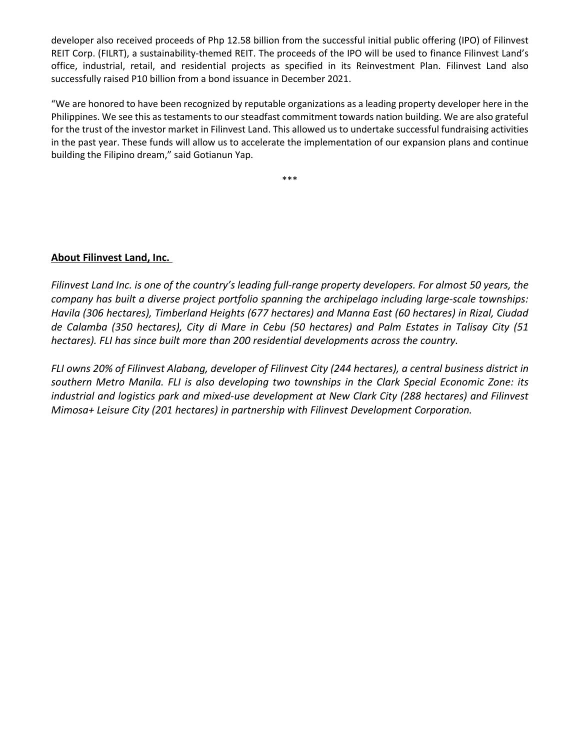developer also received proceeds of Php 12.58 billion from the successful initial public offering (IPO) of Filinvest REIT Corp. (FILRT), a sustainability-themed REIT. The proceeds of the IPO will be used to finance Filinvest Land's office, industrial, retail, and residential projects as specified in its Reinvestment Plan. Filinvest Land also successfully raised P10 billion from a bond issuance in December 2021.

"We are honored to have been recognized by reputable organizations as a leading property developer here in the Philippines. We see this as testaments to our steadfast commitment towards nation building. We are also grateful for the trust of the investor market in Filinvest Land. This allowed us to undertake successful fundraising activities in the past year. These funds will allow us to accelerate the implementation of our expansion plans and continue building the Filipino dream," said Gotianun Yap.

***

**About Filinvest Land, Inc.**

*Filinvest Land Inc. is one of the country's leading full-range property developers. For almost 50 years, the company has built a diverse project portfolio spanning the archipelago including large-scale townships: Havila (306 hectares), Timberland Heights (677 hectares) and Manna East (60 hectares) in Rizal, Ciudad de Calamba (350 hectares), City di Mare in Cebu (50 hectares) and Palm Estates in Talisay City (51 hectares). FLI has since built more than 200 residential developments across the country.*

*FLI owns 20% of Filinvest Alabang, developer of Filinvest City (244 hectares), a central business district in southern Metro Manila. FLI is also developing two townships in the Clark Special Economic Zone: its industrial and logistics park and mixed-use development at New Clark City (288 hectares) and Filinvest Mimosa+ Leisure City (201 hectares) in partnership with Filinvest Development Corporation.*